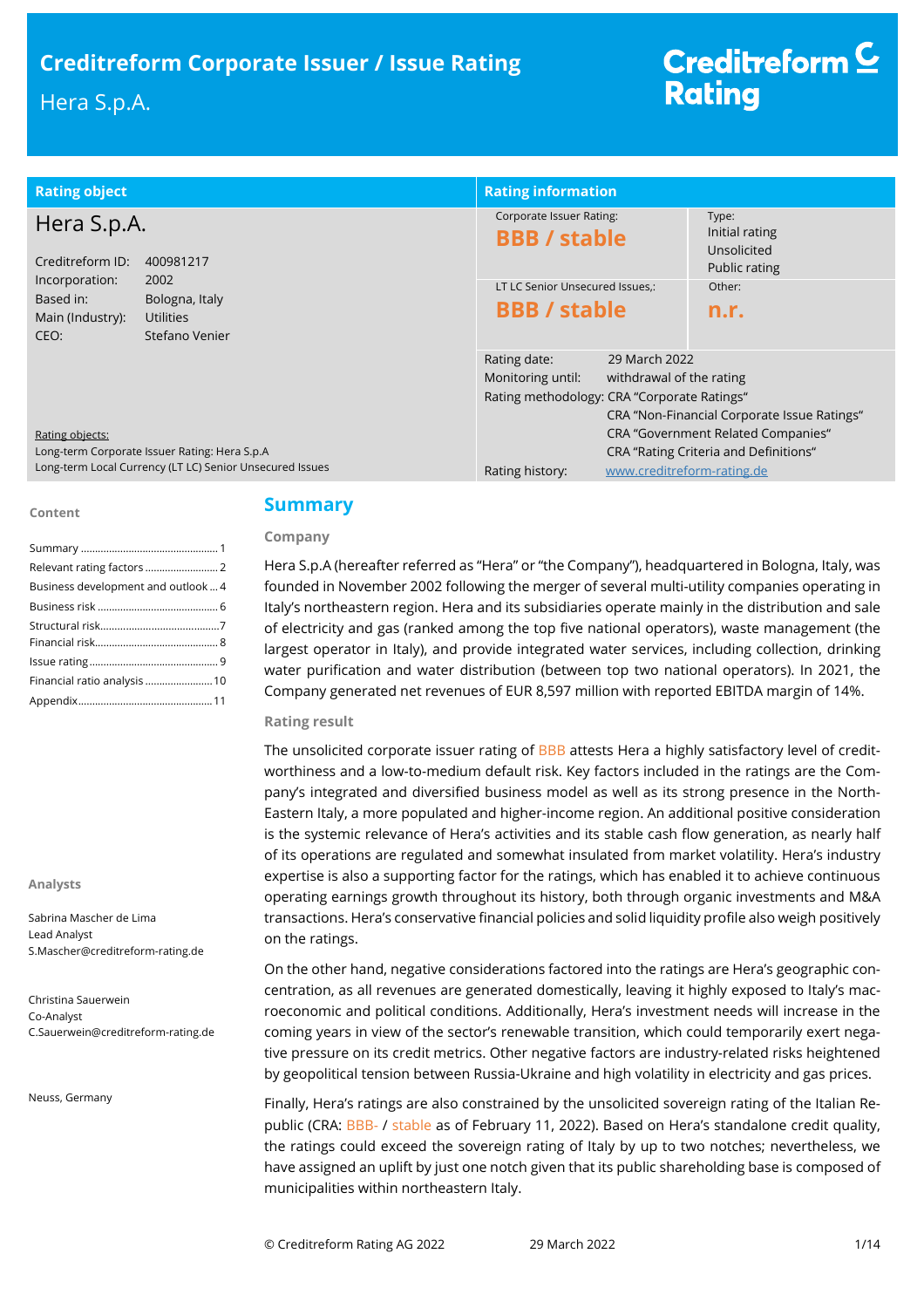# Creditreform Corporate Issuer / Issue Rating

Hera S.p.A.

Creditreform Rating

| Rating object | | Rating information | |
|---|---|---|---|
| **Hera S.p.A.** | | Corporate Issuer Rating: **BBB / stable** | Type: Initial rating, Unsolicited, Public rating |
| Creditreform ID: | 400981217 | LT LC Senior Unsecured Issues,: **BBB / stable** | Other: **n.r.** |
| Incorporation: | 2002 | Rating date: | 29 March 2022 |
| Based in: | Bologna, Italy | Monitoring until: | withdrawal of the rating |
| Main (Industry): | Utilities | Rating methodology: | CRA "Corporate Ratings" |
| CEO: | Stefano Venier | | CRA "Non-Financial Corporate Issue Ratings" |
| | | | CRA "Government Related Companies" |
| | | | CRA "Rating Criteria and Definitions" |
| | | Rating history: | www.creditreform-rating.de |

Rating objects:
Long-term Corporate Issuer Rating: Hera S.p.A
Long-term Local Currency (LT LC) Senior Unsecured Issues

**Content**

- Summary ..... 1
- Relevant rating factors ..... 2
- Business development and outlook ..... 4
- Business risk ..... 6
- Structural risk ..... 7
- Financial risk ..... 8
- Issue rating ..... 9
- Financial ratio analysis ..... 10
- Appendix ..... 11

**Analysts**

Sabrina Mascher de Lima
Lead Analyst
S.Mascher@creditreform-rating.de

Christina Sauerwein
Co-Analyst
C.Sauerwein@creditreform-rating.de

Neuss, Germany

## Summary

### Company

Hera S.p.A (hereafter referred as "Hera" or "the Company"), headquartered in Bologna, Italy, was founded in November 2002 following the merger of several multi-utility companies operating in Italy's northeastern region. Hera and its subsidiaries operate mainly in the distribution and sale of electricity and gas (ranked among the top five national operators), waste management (the largest operator in Italy), and provide integrated water services, including collection, drinking water purification and water distribution (between top two national operators). In 2021, the Company generated net revenues of EUR 8,597 million with reported EBITDA margin of 14%.

### Rating result

The unsolicited corporate issuer rating of BBB attests Hera a highly satisfactory level of creditworthiness and a low-to-medium default risk. Key factors included in the ratings are the Company's integrated and diversified business model as well as its strong presence in the North-Eastern Italy, a more populated and higher-income region. An additional positive consideration is the systemic relevance of Hera's activities and its stable cash flow generation, as nearly half of its operations are regulated and somewhat insulated from market volatility. Hera's industry expertise is also a supporting factor for the ratings, which has enabled it to achieve continuous operating earnings growth throughout its history, both through organic investments and M&A transactions. Hera's conservative financial policies and solid liquidity profile also weigh positively on the ratings.

On the other hand, negative considerations factored into the ratings are Hera's geographic concentration, as all revenues are generated domestically, leaving it highly exposed to Italy's macroeconomic and political conditions. Additionally, Hera's investment needs will increase in the coming years in view of the sector's renewable transition, which could temporarily exert negative pressure on its credit metrics. Other negative factors are industry-related risks heightened by geopolitical tension between Russia-Ukraine and high volatility in electricity and gas prices.

Finally, Hera's ratings are also constrained by the unsolicited sovereign rating of the Italian Republic (CRA: BBB- / stable as of February 11, 2022). Based on Hera's standalone credit quality, the ratings could exceed the sovereign rating of Italy by up to two notches; nevertheless, we have assigned an uplift by just one notch given that its public shareholding base is composed of municipalities within northeastern Italy.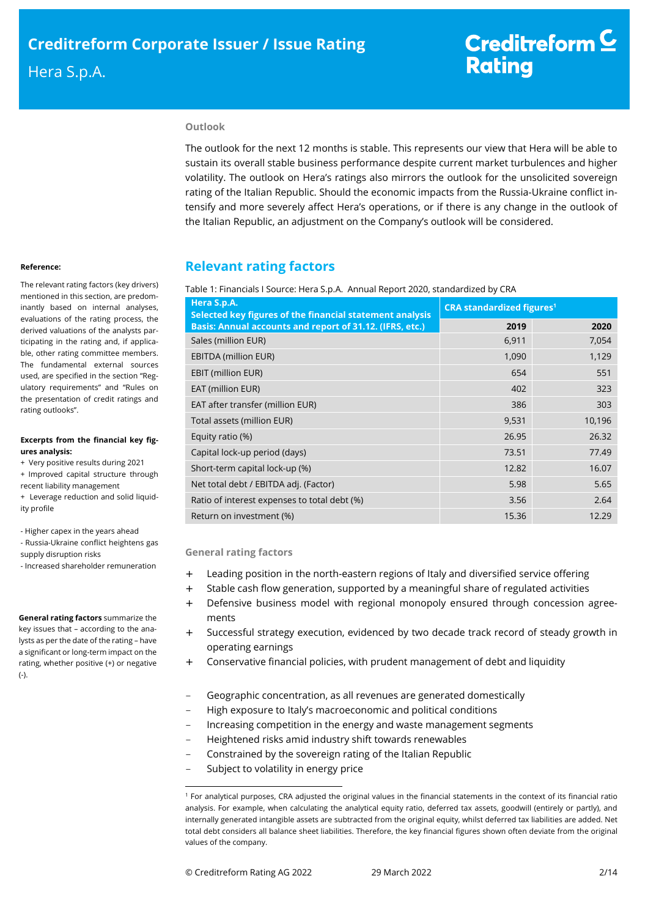#### Outlook

The outlook for the next 12 months is stable. This represents our view that Hera will be able to sustain its overall stable business performance despite current market turbulences and higher volatility. The outlook on Hera's ratings also mirrors the outlook for the unsolicited sovereign rating of the Italian Republic. Should the economic impacts from the Russia-Ukraine conflict intensify and more severely affect Hera's operations, or if there is any change in the outlook of the Italian Republic, an adjustment on the Company's outlook will be considered.

**Reference:**

The relevant rating factors (key drivers) mentioned in this section, are predominantly based on internal analyses, evaluations of the rating process, the derived valuations of the analysts participating in the rating and, if applicable, other rating committee members. The fundamental external sources used, are specified in the section "Regulatory requirements" and "Rules on the presentation of credit ratings and rating outlooks".

## Relevant rating factors

Table 1: Financials I Source: Hera S.p.A. Annual Report 2020, standardized by CRA

| Hera S.p.A.<br>Selected key figures of the financial statement analysis<br>Basis: Annual accounts and report of 31.12. (IFRS, etc.) | CRA standardized figures[1] | |
|---|---|---|
| | **2019** | **2020** |
| Sales (million EUR) | 6,911 | 7,054 |
| EBITDA (million EUR) | 1,090 | 1,129 |
| EBIT (million EUR) | 654 | 551 |
| EAT (million EUR) | 402 | 323 |
| EAT after transfer (million EUR) | 386 | 303 |
| Total assets (million EUR) | 9,531 | 10,196 |
| Equity ratio (%) | 26.95 | 26.32 |
| Capital lock-up period (days) | 73.51 | 77.49 |
| Short-term capital lock-up (%) | 12.82 | 16.07 |
| Net total debt / EBITDA adj. (Factor) | 5.98 | 5.65 |
| Ratio of interest expenses to total debt (%) | 3.56 | 2.64 |
| Return on investment (%) | 15.36 | 12.29 |

**Excerpts from the financial key figures analysis:**

+ Very positive results during 2021
+ Improved capital structure through recent liability management
+ Leverage reduction and solid liquidity profile

- Higher capex in the years ahead
- Russia-Ukraine conflict heightens gas supply disruption risks
- Increased shareholder remuneration

#### General rating factors

**General rating factors** summarize the key issues that – according to the analysts as per the date of the rating – have a significant or long-term impact on the rating, whether positive (+) or negative (-).

+ Leading position in the north-eastern regions of Italy and diversified service offering
+ Stable cash flow generation, supported by a meaningful share of regulated activities
+ Defensive business model with regional monopoly ensured through concession agreements
+ Successful strategy execution, evidenced by two decade track record of steady growth in operating earnings
+ Conservative financial policies, with prudent management of debt and liquidity

– Geographic concentration, as all revenues are generated domestically
– High exposure to Italy's macroeconomic and political conditions
– Increasing competition in the energy and waste management segments
– Heightened risks amid industry shift towards renewables
– Constrained by the sovereign rating of the Italian Republic
– Subject to volatility in energy price

[1] For analytical purposes, CRA adjusted the original values in the financial statements in the context of its financial ratio analysis. For example, when calculating the analytical equity ratio, deferred tax assets, goodwill (entirely or partly), and internally generated intangible assets are subtracted from the original equity, whilst deferred tax liabilities are added. Net total debt considers all balance sheet liabilities. Therefore, the key financial figures shown often deviate from the original values of the company.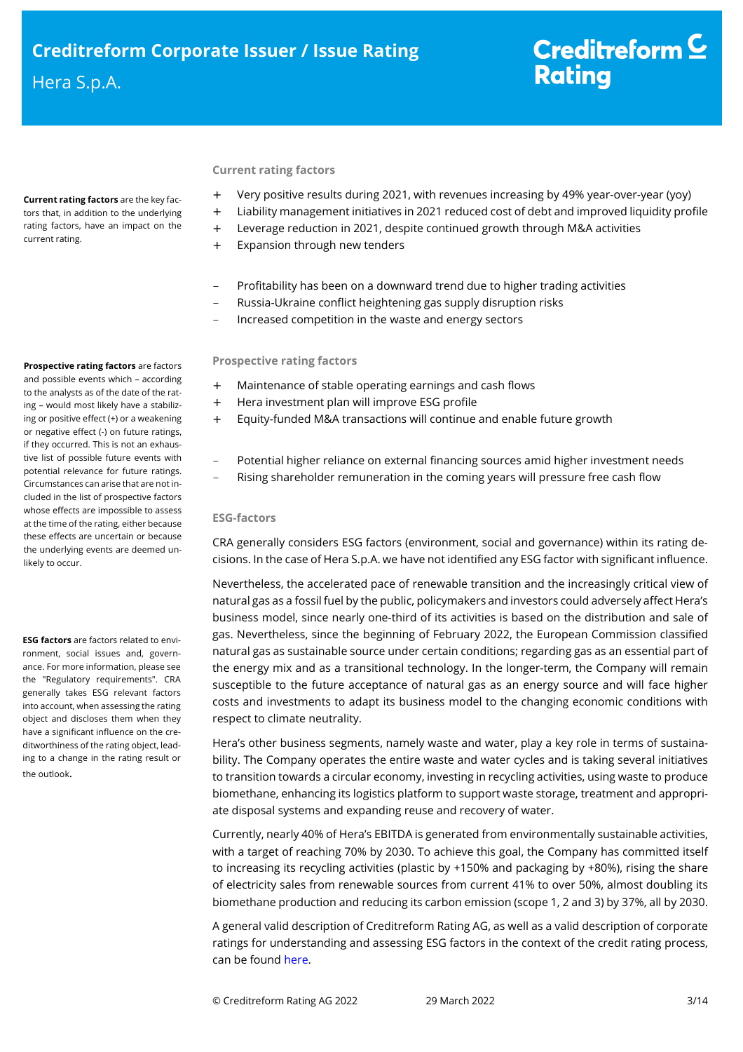### Current rating factors

**Current rating factors** are the key factors that, in addition to the underlying rating factors, have an impact on the current rating.

+ Very positive results during 2021, with revenues increasing by 49% year-over-year (yoy)
+ Liability management initiatives in 2021 reduced cost of debt and improved liquidity profile
+ Leverage reduction in 2021, despite continued growth through M&A activities
+ Expansion through new tenders

– Profitability has been on a downward trend due to higher trading activities
– Russia-Ukraine conflict heightening gas supply disruption risks
– Increased competition in the waste and energy sectors

### Prospective rating factors

**Prospective rating factors** are factors and possible events which – according to the analysts as of the date of the rating – would most likely have a stabilizing or positive effect (+) or a weakening or negative effect (-) on future ratings, if they occurred. This is not an exhaustive list of possible future events with potential relevance for future ratings. Circumstances can arise that are not included in the list of prospective factors whose effects are impossible to assess at the time of the rating, either because these effects are uncertain or because the underlying events are deemed unlikely to occur.

+ Maintenance of stable operating earnings and cash flows
+ Hera investment plan will improve ESG profile
+ Equity-funded M&A transactions will continue and enable future growth

– Potential higher reliance on external financing sources amid higher investment needs
– Rising shareholder remuneration in the coming years will pressure free cash flow

### ESG-factors

**ESG factors** are factors related to environment, social issues and, governance. For more information, please see the "Regulatory requirements". CRA generally takes ESG relevant factors into account, when assessing the rating object and discloses them when they have a significant influence on the creditworthiness of the rating object, leading to a change in the rating result or the outlook.

CRA generally considers ESG factors (environment, social and governance) within its rating decisions. In the case of Hera S.p.A. we have not identified any ESG factor with significant influence.

Nevertheless, the accelerated pace of renewable transition and the increasingly critical view of natural gas as a fossil fuel by the public, policymakers and investors could adversely affect Hera's business model, since nearly one-third of its activities is based on the distribution and sale of gas. Nevertheless, since the beginning of February 2022, the European Commission classified natural gas as sustainable source under certain conditions; regarding gas as an essential part of the energy mix and as a transitional technology. In the longer-term, the Company will remain susceptible to the future acceptance of natural gas as an energy source and will face higher costs and investments to adapt its business model to the changing economic conditions with respect to climate neutrality.

Hera's other business segments, namely waste and water, play a key role in terms of sustainability. The Company operates the entire waste and water cycles and is taking several initiatives to transition towards a circular economy, investing in recycling activities, using waste to produce biomethane, enhancing its logistics platform to support waste storage, treatment and appropriate disposal systems and expanding reuse and recovery of water.

Currently, nearly 40% of Hera's EBITDA is generated from environmentally sustainable activities, with a target of reaching 70% by 2030. To achieve this goal, the Company has committed itself to increasing its recycling activities (plastic by +150% and packaging by +80%), rising the share of electricity sales from renewable sources from current 41% to over 50%, almost doubling its biomethane production and reducing its carbon emission (scope 1, 2 and 3) by 37%, all by 2030.

A general valid description of Creditreform Rating AG, as well as a valid description of corporate ratings for understanding and assessing ESG factors in the context of the credit rating process, can be found here.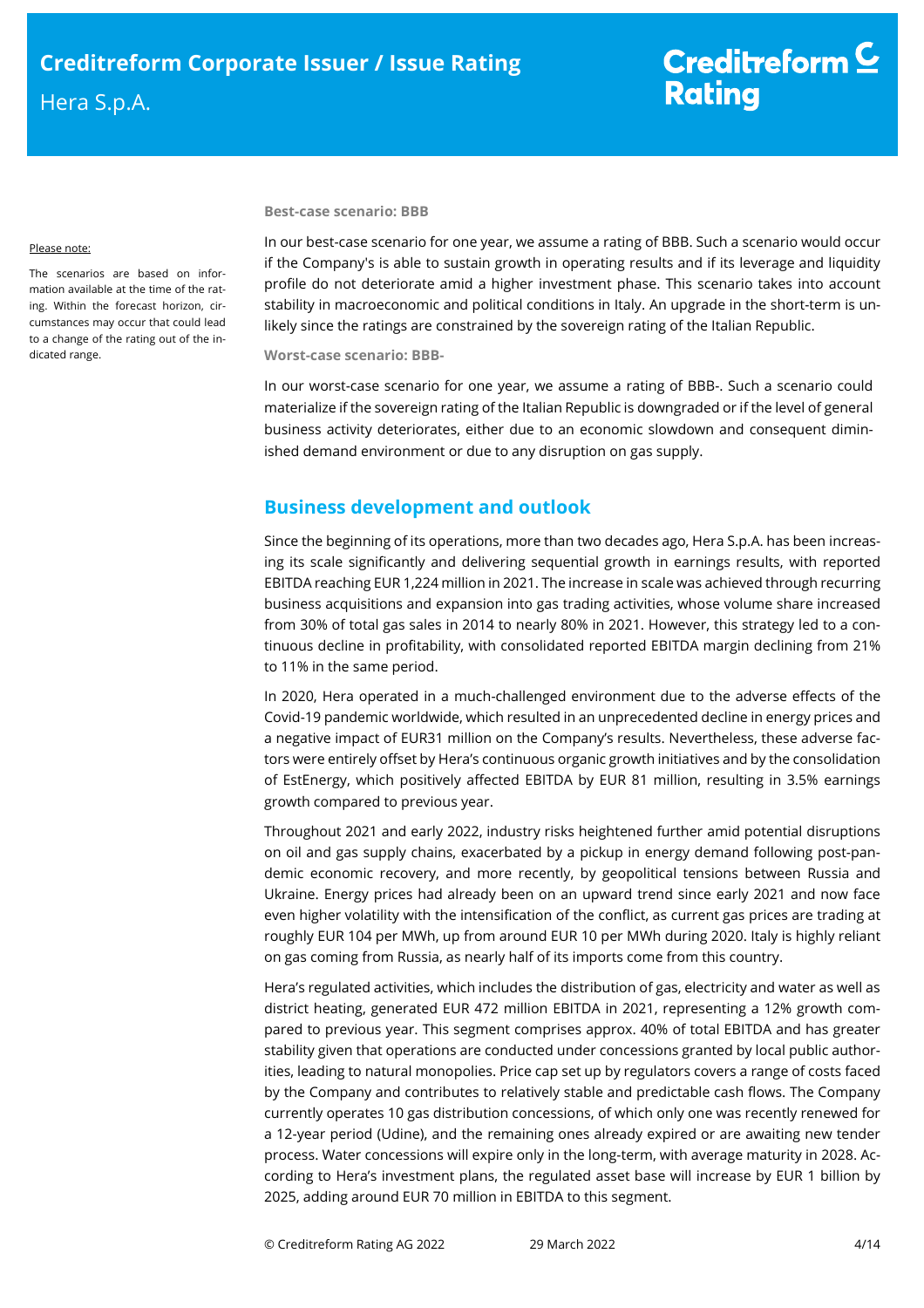Please note:

The scenarios are based on information available at the time of the rating. Within the forecast horizon, circumstances may occur that could lead to a change of the rating out of the indicated range.

**Best-case scenario: BBB**

In our best-case scenario for one year, we assume a rating of BBB. Such a scenario would occur if the Company's is able to sustain growth in operating results and if its leverage and liquidity profile do not deteriorate amid a higher investment phase. This scenario takes into account stability in macroeconomic and political conditions in Italy. An upgrade in the short-term is unlikely since the ratings are constrained by the sovereign rating of the Italian Republic.

**Worst-case scenario: BBB-**

In our worst-case scenario for one year, we assume a rating of BBB-. Such a scenario could materialize if the sovereign rating of the Italian Republic is downgraded or if the level of general business activity deteriorates, either due to an economic slowdown and consequent diminished demand environment or due to any disruption on gas supply.

## Business development and outlook

Since the beginning of its operations, more than two decades ago, Hera S.p.A. has been increasing its scale significantly and delivering sequential growth in earnings results, with reported EBITDA reaching EUR 1,224 million in 2021. The increase in scale was achieved through recurring business acquisitions and expansion into gas trading activities, whose volume share increased from 30% of total gas sales in 2014 to nearly 80% in 2021. However, this strategy led to a continuous decline in profitability, with consolidated reported EBITDA margin declining from 21% to 11% in the same period.

In 2020, Hera operated in a much-challenged environment due to the adverse effects of the Covid-19 pandemic worldwide, which resulted in an unprecedented decline in energy prices and a negative impact of EUR31 million on the Company's results. Nevertheless, these adverse factors were entirely offset by Hera's continuous organic growth initiatives and by the consolidation of EstEnergy, which positively affected EBITDA by EUR 81 million, resulting in 3.5% earnings growth compared to previous year.

Throughout 2021 and early 2022, industry risks heightened further amid potential disruptions on oil and gas supply chains, exacerbated by a pickup in energy demand following post-pandemic economic recovery, and more recently, by geopolitical tensions between Russia and Ukraine. Energy prices had already been on an upward trend since early 2021 and now face even higher volatility with the intensification of the conflict, as current gas prices are trading at roughly EUR 104 per MWh, up from around EUR 10 per MWh during 2020. Italy is highly reliant on gas coming from Russia, as nearly half of its imports come from this country.

Hera's regulated activities, which includes the distribution of gas, electricity and water as well as district heating, generated EUR 472 million EBITDA in 2021, representing a 12% growth compared to previous year. This segment comprises approx. 40% of total EBITDA and has greater stability given that operations are conducted under concessions granted by local public authorities, leading to natural monopolies. Price cap set up by regulators covers a range of costs faced by the Company and contributes to relatively stable and predictable cash flows. The Company currently operates 10 gas distribution concessions, of which only one was recently renewed for a 12-year period (Udine), and the remaining ones already expired or are awaiting new tender process. Water concessions will expire only in the long-term, with average maturity in 2028. According to Hera's investment plans, the regulated asset base will increase by EUR 1 billion by 2025, adding around EUR 70 million in EBITDA to this segment.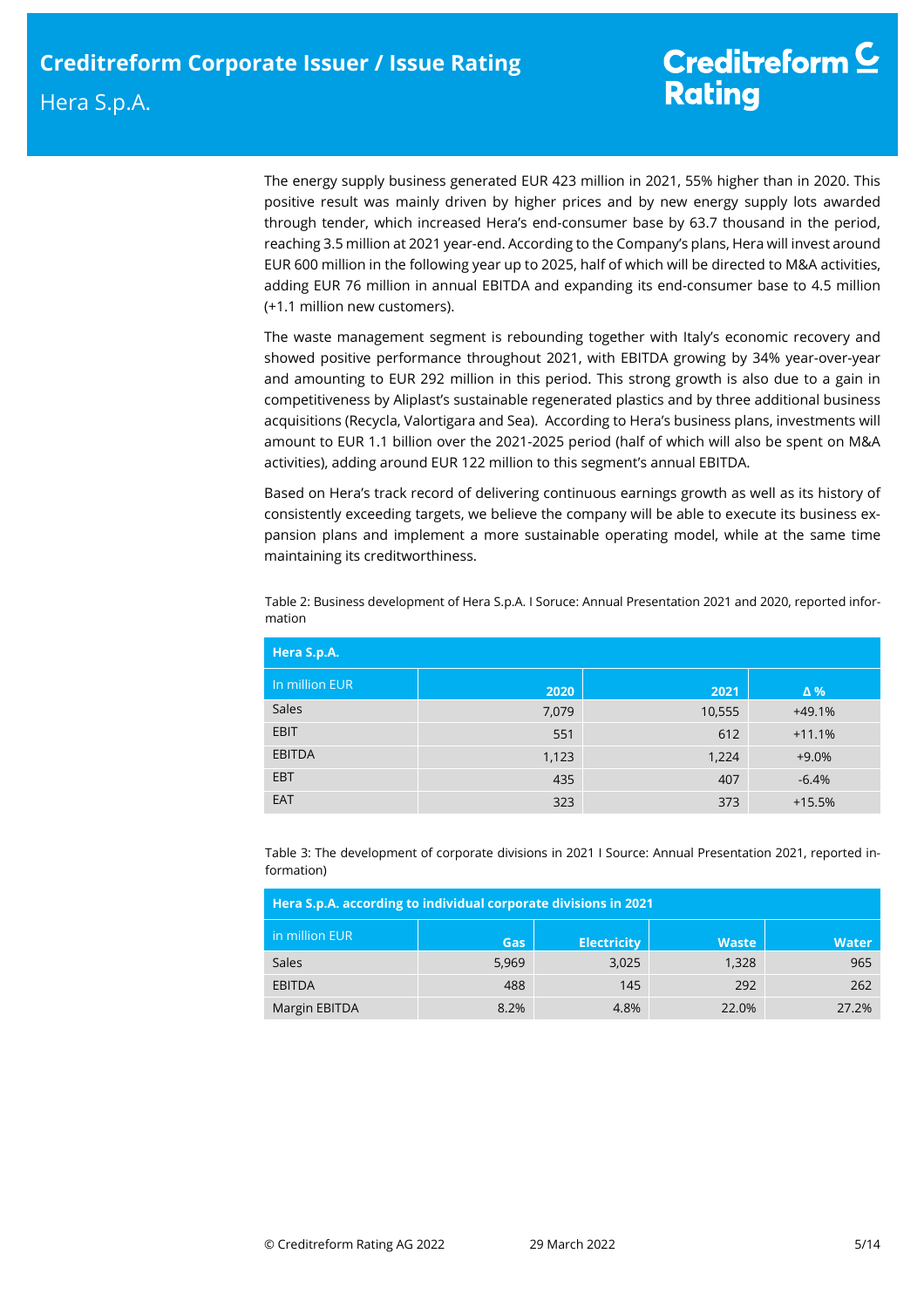The energy supply business generated EUR 423 million in 2021, 55% higher than in 2020. This positive result was mainly driven by higher prices and by new energy supply lots awarded through tender, which increased Hera's end-consumer base by 63.7 thousand in the period, reaching 3.5 million at 2021 year-end. According to the Company's plans, Hera will invest around EUR 600 million in the following year up to 2025, half of which will be directed to M&A activities, adding EUR 76 million in annual EBITDA and expanding its end-consumer base to 4.5 million (+1.1 million new customers).

The waste management segment is rebounding together with Italy's economic recovery and showed positive performance throughout 2021, with EBITDA growing by 34% year-over-year and amounting to EUR 292 million in this period. This strong growth is also due to a gain in competitiveness by Aliplast's sustainable regenerated plastics and by three additional business acquisitions (Recycla, Valortigara and Sea). According to Hera's business plans, investments will amount to EUR 1.1 billion over the 2021-2025 period (half of which will also be spent on M&A activities), adding around EUR 122 million to this segment's annual EBITDA.

Based on Hera's track record of delivering continuous earnings growth as well as its history of consistently exceeding targets, we believe the company will be able to execute its business expansion plans and implement a more sustainable operating model, while at the same time maintaining its creditworthiness.

Table 2: Business development of Hera S.p.A. I Soruce: Annual Presentation 2021 and 2020, reported information

| Hera S.p.A. | | | |
|---|---|---|---|
| In million EUR | 2020 | 2021 | Δ % |
| Sales | 7,079 | 10,555 | +49.1% |
| EBIT | 551 | 612 | +11.1% |
| EBITDA | 1,123 | 1,224 | +9.0% |
| EBT | 435 | 407 | -6.4% |
| EAT | 323 | 373 | +15.5% |

Table 3: The development of corporate divisions in 2021 I Source: Annual Presentation 2021, reported information)

| Hera S.p.A. according to individual corporate divisions in 2021 | | | | |
|---|---|---|---|---|
| in million EUR | Gas | Electricity | Waste | Water |
| Sales | 5,969 | 3,025 | 1,328 | 965 |
| EBITDA | 488 | 145 | 292 | 262 |
| Margin EBITDA | 8.2% | 4.8% | 22.0% | 27.2% |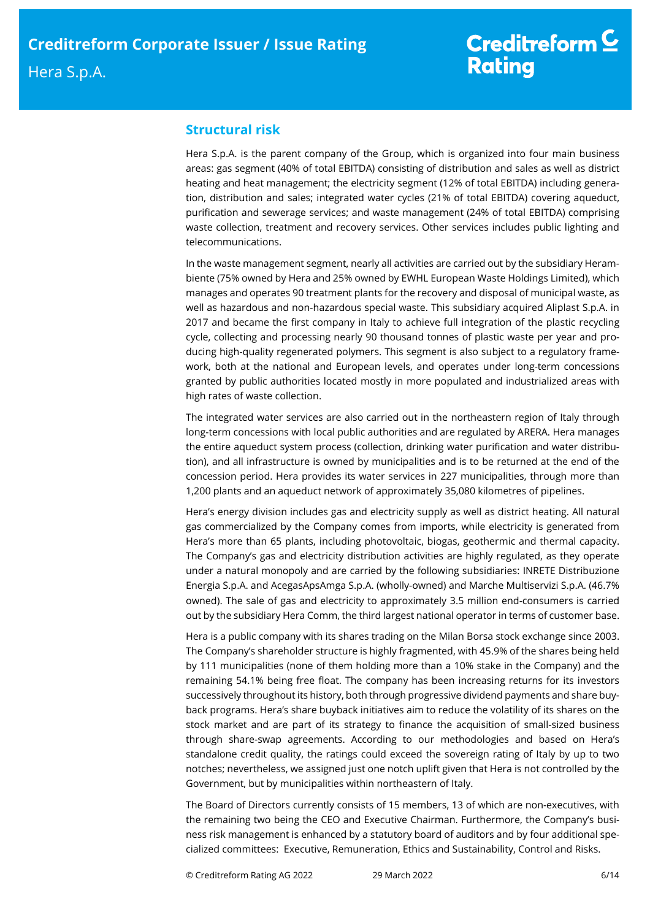## Structural risk

Hera S.p.A. is the parent company of the Group, which is organized into four main business areas: gas segment (40% of total EBITDA) consisting of distribution and sales as well as district heating and heat management; the electricity segment (12% of total EBITDA) including generation, distribution and sales; integrated water cycles (21% of total EBITDA) covering aqueduct, purification and sewerage services; and waste management (24% of total EBITDA) comprising waste collection, treatment and recovery services. Other services includes public lighting and telecommunications.

In the waste management segment, nearly all activities are carried out by the subsidiary Herambiente (75% owned by Hera and 25% owned by EWHL European Waste Holdings Limited), which manages and operates 90 treatment plants for the recovery and disposal of municipal waste, as well as hazardous and non-hazardous special waste. This subsidiary acquired Aliplast S.p.A. in 2017 and became the first company in Italy to achieve full integration of the plastic recycling cycle, collecting and processing nearly 90 thousand tonnes of plastic waste per year and producing high-quality regenerated polymers. This segment is also subject to a regulatory framework, both at the national and European levels, and operates under long-term concessions granted by public authorities located mostly in more populated and industrialized areas with high rates of waste collection.

The integrated water services are also carried out in the northeastern region of Italy through long-term concessions with local public authorities and are regulated by ARERA. Hera manages the entire aqueduct system process (collection, drinking water purification and water distribution), and all infrastructure is owned by municipalities and is to be returned at the end of the concession period. Hera provides its water services in 227 municipalities, through more than 1,200 plants and an aqueduct network of approximately 35,080 kilometres of pipelines.

Hera's energy division includes gas and electricity supply as well as district heating. All natural gas commercialized by the Company comes from imports, while electricity is generated from Hera's more than 65 plants, including photovoltaic, biogas, geothermic and thermal capacity. The Company's gas and electricity distribution activities are highly regulated, as they operate under a natural monopoly and are carried by the following subsidiaries: INRETE Distribuzione Energia S.p.A. and AcegasApsAmga S.p.A. (wholly-owned) and Marche Multiservizi S.p.A. (46.7% owned). The sale of gas and electricity to approximately 3.5 million end-consumers is carried out by the subsidiary Hera Comm, the third largest national operator in terms of customer base.

Hera is a public company with its shares trading on the Milan Borsa stock exchange since 2003. The Company's shareholder structure is highly fragmented, with 45.9% of the shares being held by 111 municipalities (none of them holding more than a 10% stake in the Company) and the remaining 54.1% being free float. The company has been increasing returns for its investors successively throughout its history, both through progressive dividend payments and share buyback programs. Hera's share buyback initiatives aim to reduce the volatility of its shares on the stock market and are part of its strategy to finance the acquisition of small-sized business through share-swap agreements. According to our methodologies and based on Hera's standalone credit quality, the ratings could exceed the sovereign rating of Italy by up to two notches; nevertheless, we assigned just one notch uplift given that Hera is not controlled by the Government, but by municipalities within northeastern of Italy.

The Board of Directors currently consists of 15 members, 13 of which are non-executives, with the remaining two being the CEO and Executive Chairman. Furthermore, the Company's business risk management is enhanced by a statutory board of auditors and by four additional specialized committees: Executive, Remuneration, Ethics and Sustainability, Control and Risks.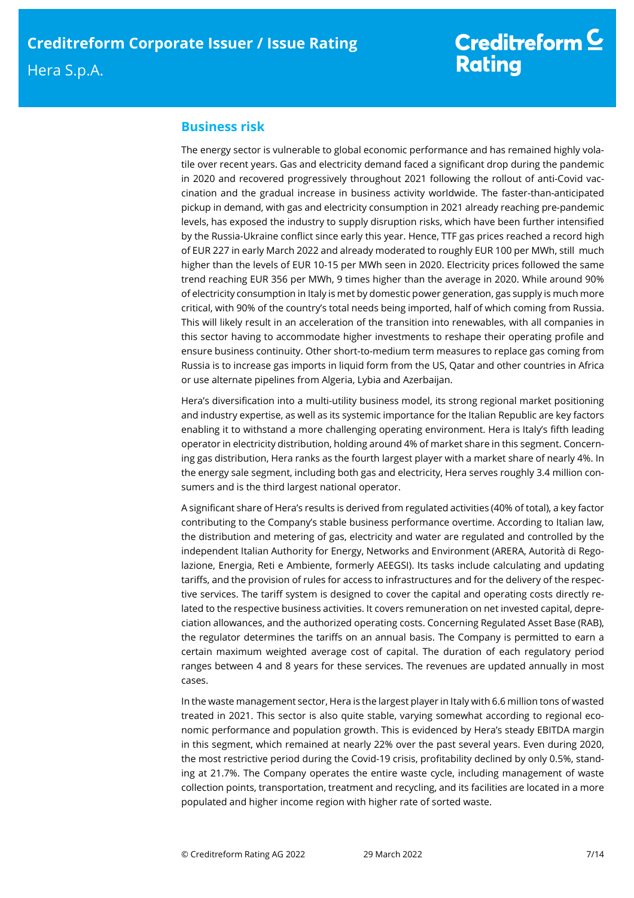## Business risk

The energy sector is vulnerable to global economic performance and has remained highly volatile over recent years. Gas and electricity demand faced a significant drop during the pandemic in 2020 and recovered progressively throughout 2021 following the rollout of anti-Covid vaccination and the gradual increase in business activity worldwide. The faster-than-anticipated pickup in demand, with gas and electricity consumption in 2021 already reaching pre-pandemic levels, has exposed the industry to supply disruption risks, which have been further intensified by the Russia-Ukraine conflict since early this year. Hence, TTF gas prices reached a record high of EUR 227 in early March 2022 and already moderated to roughly EUR 100 per MWh, still much higher than the levels of EUR 10-15 per MWh seen in 2020. Electricity prices followed the same trend reaching EUR 356 per MWh, 9 times higher than the average in 2020. While around 90% of electricity consumption in Italy is met by domestic power generation, gas supply is much more critical, with 90% of the country's total needs being imported, half of which coming from Russia. This will likely result in an acceleration of the transition into renewables, with all companies in this sector having to accommodate higher investments to reshape their operating profile and ensure business continuity. Other short-to-medium term measures to replace gas coming from Russia is to increase gas imports in liquid form from the US, Qatar and other countries in Africa or use alternate pipelines from Algeria, Lybia and Azerbaijan.

Hera's diversification into a multi-utility business model, its strong regional market positioning and industry expertise, as well as its systemic importance for the Italian Republic are key factors enabling it to withstand a more challenging operating environment. Hera is Italy's fifth leading operator in electricity distribution, holding around 4% of market share in this segment. Concerning gas distribution, Hera ranks as the fourth largest player with a market share of nearly 4%. In the energy sale segment, including both gas and electricity, Hera serves roughly 3.4 million consumers and is the third largest national operator.

A significant share of Hera's results is derived from regulated activities (40% of total), a key factor contributing to the Company's stable business performance overtime. According to Italian law, the distribution and metering of gas, electricity and water are regulated and controlled by the independent Italian Authority for Energy, Networks and Environment (ARERA, Autorità di Regolazione, Energia, Reti e Ambiente, formerly AEEGSI). Its tasks include calculating and updating tariffs, and the provision of rules for access to infrastructures and for the delivery of the respective services. The tariff system is designed to cover the capital and operating costs directly related to the respective business activities. It covers remuneration on net invested capital, depreciation allowances, and the authorized operating costs. Concerning Regulated Asset Base (RAB), the regulator determines the tariffs on an annual basis. The Company is permitted to earn a certain maximum weighted average cost of capital. The duration of each regulatory period ranges between 4 and 8 years for these services. The revenues are updated annually in most cases.

In the waste management sector, Hera is the largest player in Italy with 6.6 million tons of wasted treated in 2021. This sector is also quite stable, varying somewhat according to regional economic performance and population growth. This is evidenced by Hera's steady EBITDA margin in this segment, which remained at nearly 22% over the past several years. Even during 2020, the most restrictive period during the Covid-19 crisis, profitability declined by only 0.5%, standing at 21.7%. The Company operates the entire waste cycle, including management of waste collection points, transportation, treatment and recycling, and its facilities are located in a more populated and higher income region with higher rate of sorted waste.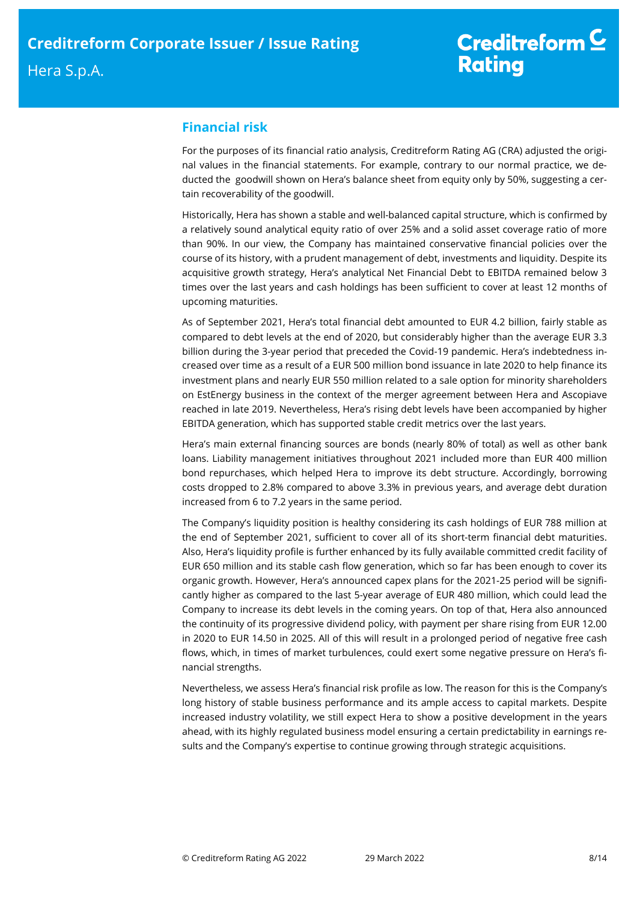## Financial risk

For the purposes of its financial ratio analysis, Creditreform Rating AG (CRA) adjusted the original values in the financial statements. For example, contrary to our normal practice, we deducted the goodwill shown on Hera's balance sheet from equity only by 50%, suggesting a certain recoverability of the goodwill.

Historically, Hera has shown a stable and well-balanced capital structure, which is confirmed by a relatively sound analytical equity ratio of over 25% and a solid asset coverage ratio of more than 90%. In our view, the Company has maintained conservative financial policies over the course of its history, with a prudent management of debt, investments and liquidity. Despite its acquisitive growth strategy, Hera's analytical Net Financial Debt to EBITDA remained below 3 times over the last years and cash holdings has been sufficient to cover at least 12 months of upcoming maturities.

As of September 2021, Hera's total financial debt amounted to EUR 4.2 billion, fairly stable as compared to debt levels at the end of 2020, but considerably higher than the average EUR 3.3 billion during the 3-year period that preceded the Covid-19 pandemic. Hera's indebtedness increased over time as a result of a EUR 500 million bond issuance in late 2020 to help finance its investment plans and nearly EUR 550 million related to a sale option for minority shareholders on EstEnergy business in the context of the merger agreement between Hera and Ascopiave reached in late 2019. Nevertheless, Hera's rising debt levels have been accompanied by higher EBITDA generation, which has supported stable credit metrics over the last years.

Hera's main external financing sources are bonds (nearly 80% of total) as well as other bank loans. Liability management initiatives throughout 2021 included more than EUR 400 million bond repurchases, which helped Hera to improve its debt structure. Accordingly, borrowing costs dropped to 2.8% compared to above 3.3% in previous years, and average debt duration increased from 6 to 7.2 years in the same period.

The Company's liquidity position is healthy considering its cash holdings of EUR 788 million at the end of September 2021, sufficient to cover all of its short-term financial debt maturities. Also, Hera's liquidity profile is further enhanced by its fully available committed credit facility of EUR 650 million and its stable cash flow generation, which so far has been enough to cover its organic growth. However, Hera's announced capex plans for the 2021-25 period will be significantly higher as compared to the last 5-year average of EUR 480 million, which could lead the Company to increase its debt levels in the coming years. On top of that, Hera also announced the continuity of its progressive dividend policy, with payment per share rising from EUR 12.00 in 2020 to EUR 14.50 in 2025. All of this will result in a prolonged period of negative free cash flows, which, in times of market turbulences, could exert some negative pressure on Hera's financial strengths.

Nevertheless, we assess Hera's financial risk profile as low. The reason for this is the Company's long history of stable business performance and its ample access to capital markets. Despite increased industry volatility, we still expect Hera to show a positive development in the years ahead, with its highly regulated business model ensuring a certain predictability in earnings results and the Company's expertise to continue growing through strategic acquisitions.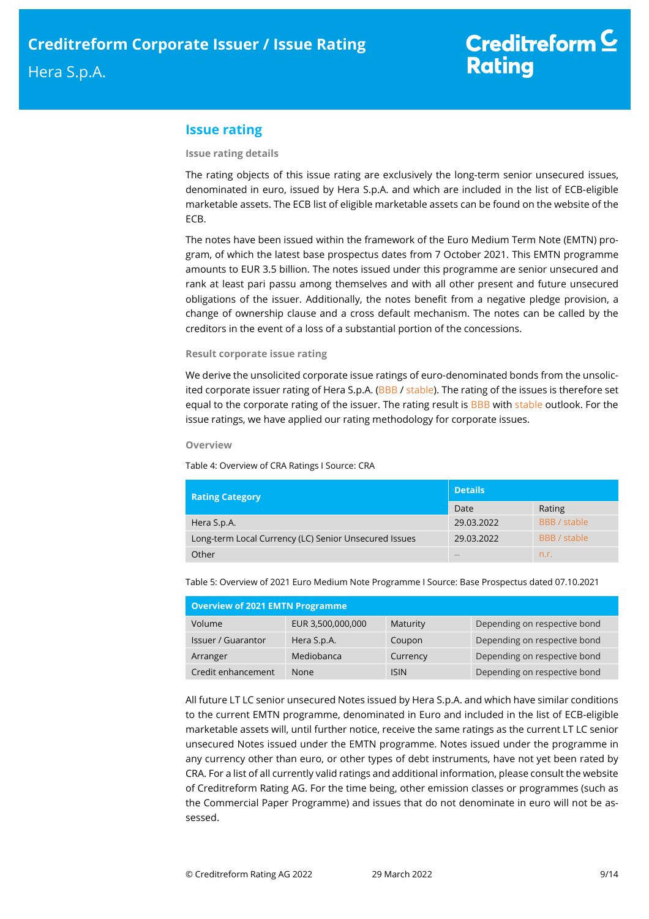## Issue rating

### Issue rating details

The rating objects of this issue rating are exclusively the long-term senior unsecured issues, denominated in euro, issued by Hera S.p.A. and which are included in the list of ECB-eligible marketable assets. The ECB list of eligible marketable assets can be found on the website of the ECB.

The notes have been issued within the framework of the Euro Medium Term Note (EMTN) program, of which the latest base prospectus dates from 7 October 2021. This EMTN programme amounts to EUR 3.5 billion. The notes issued under this programme are senior unsecured and rank at least pari passu among themselves and with all other present and future unsecured obligations of the issuer. Additionally, the notes benefit from a negative pledge provision, a change of ownership clause and a cross default mechanism. The notes can be called by the creditors in the event of a loss of a substantial portion of the concessions.

### Result corporate issue rating

We derive the unsolicited corporate issue ratings of euro-denominated bonds from the unsolicited corporate issuer rating of Hera S.p.A. (BBB / stable). The rating of the issues is therefore set equal to the corporate rating of the issuer. The rating result is BBB with stable outlook. For the issue ratings, we have applied our rating methodology for corporate issues.

### Overview

Table 4: Overview of CRA Ratings I Source: CRA

| Rating Category | Details | |
|---|---|---|
| | Date | Rating |
| Hera S.p.A. | 29.03.2022 | BBB / stable |
| Long-term Local Currency (LC) Senior Unsecured Issues | 29.03.2022 | BBB / stable |
| Other | -- | n.r. |

Table 5: Overview of 2021 Euro Medium Note Programme I Source: Base Prospectus dated 07.10.2021

| Overview of 2021 EMTN Programme | | | |
|---|---|---|---|
| Volume | EUR 3,500,000,000 | Maturity | Depending on respective bond |
| Issuer / Guarantor | Hera S.p.A. | Coupon | Depending on respective bond |
| Arranger | Mediobanca | Currency | Depending on respective bond |
| Credit enhancement | None | ISIN | Depending on respective bond |

All future LT LC senior unsecured Notes issued by Hera S.p.A. and which have similar conditions to the current EMTN programme, denominated in Euro and included in the list of ECB-eligible marketable assets will, until further notice, receive the same ratings as the current LT LC senior unsecured Notes issued under the EMTN programme. Notes issued under the programme in any currency other than euro, or other types of debt instruments, have not yet been rated by CRA. For a list of all currently valid ratings and additional information, please consult the website of Creditreform Rating AG. For the time being, other emission classes or programmes (such as the Commercial Paper Programme) and issues that do not denominate in euro will not be assessed.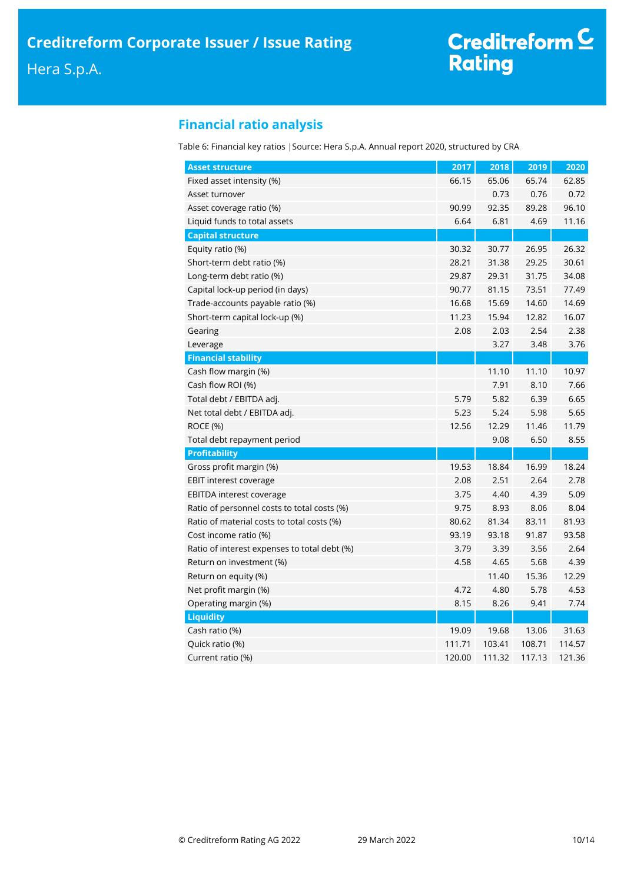## Financial ratio analysis

Table 6: Financial key ratios |Source: Hera S.p.A. Annual report 2020, structured by CRA

| Asset structure | 2017 | 2018 | 2019 | 2020 |
|---|---|---|---|---|
| Fixed asset intensity (%) | 66.15 | 65.06 | 65.74 | 62.85 |
| Asset turnover | | 0.73 | 0.76 | 0.72 |
| Asset coverage ratio (%) | 90.99 | 92.35 | 89.28 | 96.10 |
| Liquid funds to total assets | 6.64 | 6.81 | 4.69 | 11.16 |
| **Capital structure** | | | | |
| Equity ratio (%) | 30.32 | 30.77 | 26.95 | 26.32 |
| Short-term debt ratio (%) | 28.21 | 31.38 | 29.25 | 30.61 |
| Long-term debt ratio (%) | 29.87 | 29.31 | 31.75 | 34.08 |
| Capital lock-up period (in days) | 90.77 | 81.15 | 73.51 | 77.49 |
| Trade-accounts payable ratio (%) | 16.68 | 15.69 | 14.60 | 14.69 |
| Short-term capital lock-up (%) | 11.23 | 15.94 | 12.82 | 16.07 |
| Gearing | 2.08 | 2.03 | 2.54 | 2.38 |
| Leverage | | 3.27 | 3.48 | 3.76 |
| **Financial stability** | | | | |
| Cash flow margin (%) | | 11.10 | 11.10 | 10.97 |
| Cash flow ROI (%) | | 7.91 | 8.10 | 7.66 |
| Total debt / EBITDA adj. | 5.79 | 5.82 | 6.39 | 6.65 |
| Net total debt / EBITDA adj. | 5.23 | 5.24 | 5.98 | 5.65 |
| ROCE (%) | 12.56 | 12.29 | 11.46 | 11.79 |
| Total debt repayment period | | 9.08 | 6.50 | 8.55 |
| **Profitability** | | | | |
| Gross profit margin (%) | 19.53 | 18.84 | 16.99 | 18.24 |
| EBIT interest coverage | 2.08 | 2.51 | 2.64 | 2.78 |
| EBITDA interest coverage | 3.75 | 4.40 | 4.39 | 5.09 |
| Ratio of personnel costs to total costs (%) | 9.75 | 8.93 | 8.06 | 8.04 |
| Ratio of material costs to total costs (%) | 80.62 | 81.34 | 83.11 | 81.93 |
| Cost income ratio (%) | 93.19 | 93.18 | 91.87 | 93.58 |
| Ratio of interest expenses to total debt (%) | 3.79 | 3.39 | 3.56 | 2.64 |
| Return on investment (%) | 4.58 | 4.65 | 5.68 | 4.39 |
| Return on equity (%) | | 11.40 | 15.36 | 12.29 |
| Net profit margin (%) | 4.72 | 4.80 | 5.78 | 4.53 |
| Operating margin (%) | 8.15 | 8.26 | 9.41 | 7.74 |
| **Liquidity** | | | | |
| Cash ratio (%) | 19.09 | 19.68 | 13.06 | 31.63 |
| Quick ratio (%) | 111.71 | 103.41 | 108.71 | 114.57 |
| Current ratio (%) | 120.00 | 111.32 | 117.13 | 121.36 |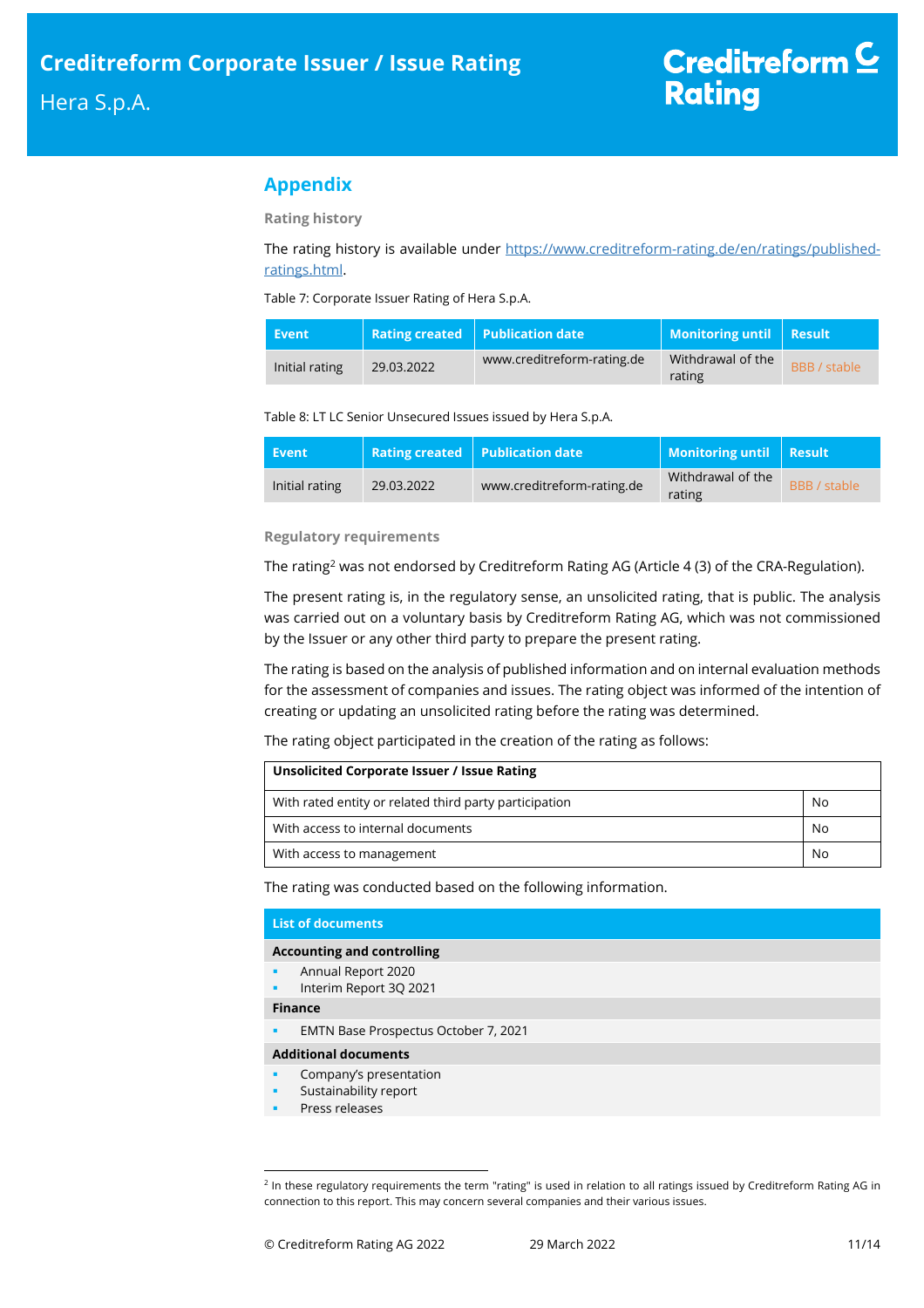## Appendix

**Rating history**

The rating history is available under https://www.creditreform-rating.de/en/ratings/published-ratings.html.

Table 7: Corporate Issuer Rating of Hera S.p.A.

| Event | Rating created | Publication date | Monitoring until | Result |
|---|---|---|---|---|
| Initial rating | 29.03.2022 | www.creditreform-rating.de | Withdrawal of the rating | BBB / stable |

Table 8: LT LC Senior Unsecured Issues issued by Hera S.p.A.

| Event | Rating created | Publication date | Monitoring until | Result |
|---|---|---|---|---|
| Initial rating | 29.03.2022 | www.creditreform-rating.de | Withdrawal of the rating | BBB / stable |

**Regulatory requirements**

The rating[2] was not endorsed by Creditreform Rating AG (Article 4 (3) of the CRA-Regulation).

The present rating is, in the regulatory sense, an unsolicited rating, that is public. The analysis was carried out on a voluntary basis by Creditreform Rating AG, which was not commissioned by the Issuer or any other third party to prepare the present rating.

The rating is based on the analysis of published information and on internal evaluation methods for the assessment of companies and issues. The rating object was informed of the intention of creating or updating an unsolicited rating before the rating was determined.

The rating object participated in the creation of the rating as follows:

| Unsolicited Corporate Issuer / Issue Rating | |
|---|---|
| With rated entity or related third party participation | No |
| With access to internal documents | No |
| With access to management | No |

The rating was conducted based on the following information.

**List of documents**

**Accounting and controlling**

- Annual Report 2020
- Interim Report 3Q 2021

**Finance**

- EMTN Base Prospectus October 7, 2021

**Additional documents**

- Company's presentation
- Sustainability report
- Press releases

---

[2] In these regulatory requirements the term "rating" is used in relation to all ratings issued by Creditreform Rating AG in connection to this report. This may concern several companies and their various issues.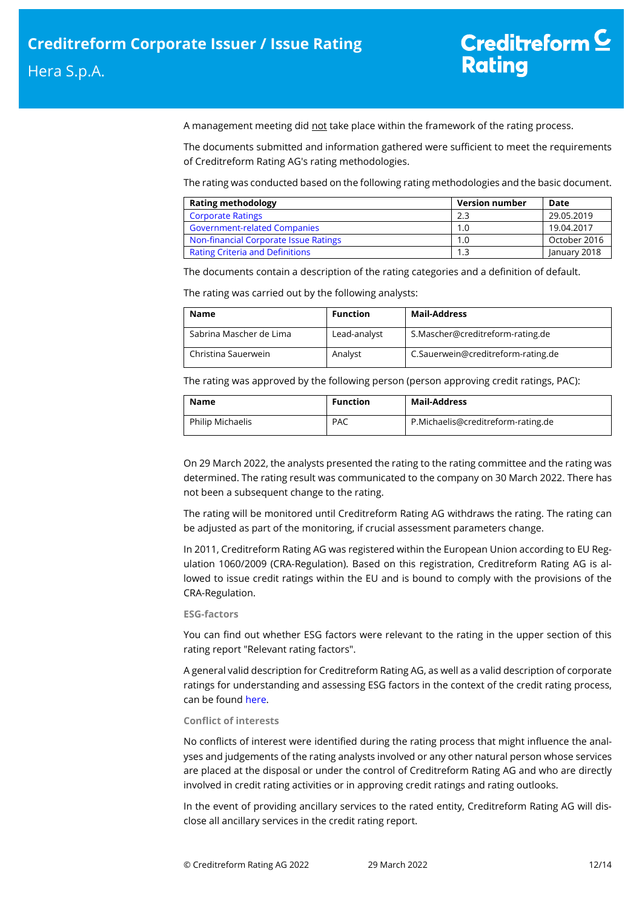A management meeting did not take place within the framework of the rating process.

The documents submitted and information gathered were sufficient to meet the requirements of Creditreform Rating AG's rating methodologies.

The rating was conducted based on the following rating methodologies and the basic document.

| Rating methodology | Version number | Date |
|---|---|---|
| Corporate Ratings | 2.3 | 29.05.2019 |
| Government-related Companies | 1.0 | 19.04.2017 |
| Non-financial Corporate Issue Ratings | 1.0 | October 2016 |
| Rating Criteria and Definitions | 1.3 | January 2018 |

The documents contain a description of the rating categories and a definition of default.

The rating was carried out by the following analysts:

| Name | Function | Mail-Address |
|---|---|---|
| Sabrina Mascher de Lima | Lead-analyst | S.Mascher@creditreform-rating.de |
| Christina Sauerwein | Analyst | C.Sauerwein@creditreform-rating.de |

The rating was approved by the following person (person approving credit ratings, PAC):

| Name | Function | Mail-Address |
|---|---|---|
| Philip Michaelis | PAC | P.Michaelis@creditreform-rating.de |

On 29 March 2022, the analysts presented the rating to the rating committee and the rating was determined. The rating result was communicated to the company on 30 March 2022. There has not been a subsequent change to the rating.

The rating will be monitored until Creditreform Rating AG withdraws the rating. The rating can be adjusted as part of the monitoring, if crucial assessment parameters change.

In 2011, Creditreform Rating AG was registered within the European Union according to EU Regulation 1060/2009 (CRA-Regulation). Based on this registration, Creditreform Rating AG is allowed to issue credit ratings within the EU and is bound to comply with the provisions of the CRA-Regulation.

#### ESG-factors

You can find out whether ESG factors were relevant to the rating in the upper section of this rating report "Relevant rating factors".

A general valid description for Creditreform Rating AG, as well as a valid description of corporate ratings for understanding and assessing ESG factors in the context of the credit rating process, can be found here.

#### Conflict of interests

No conflicts of interest were identified during the rating process that might influence the analyses and judgements of the rating analysts involved or any other natural person whose services are placed at the disposal or under the control of Creditreform Rating AG and who are directly involved in credit rating activities or in approving credit ratings and rating outlooks.

In the event of providing ancillary services to the rated entity, Creditreform Rating AG will disclose all ancillary services in the credit rating report.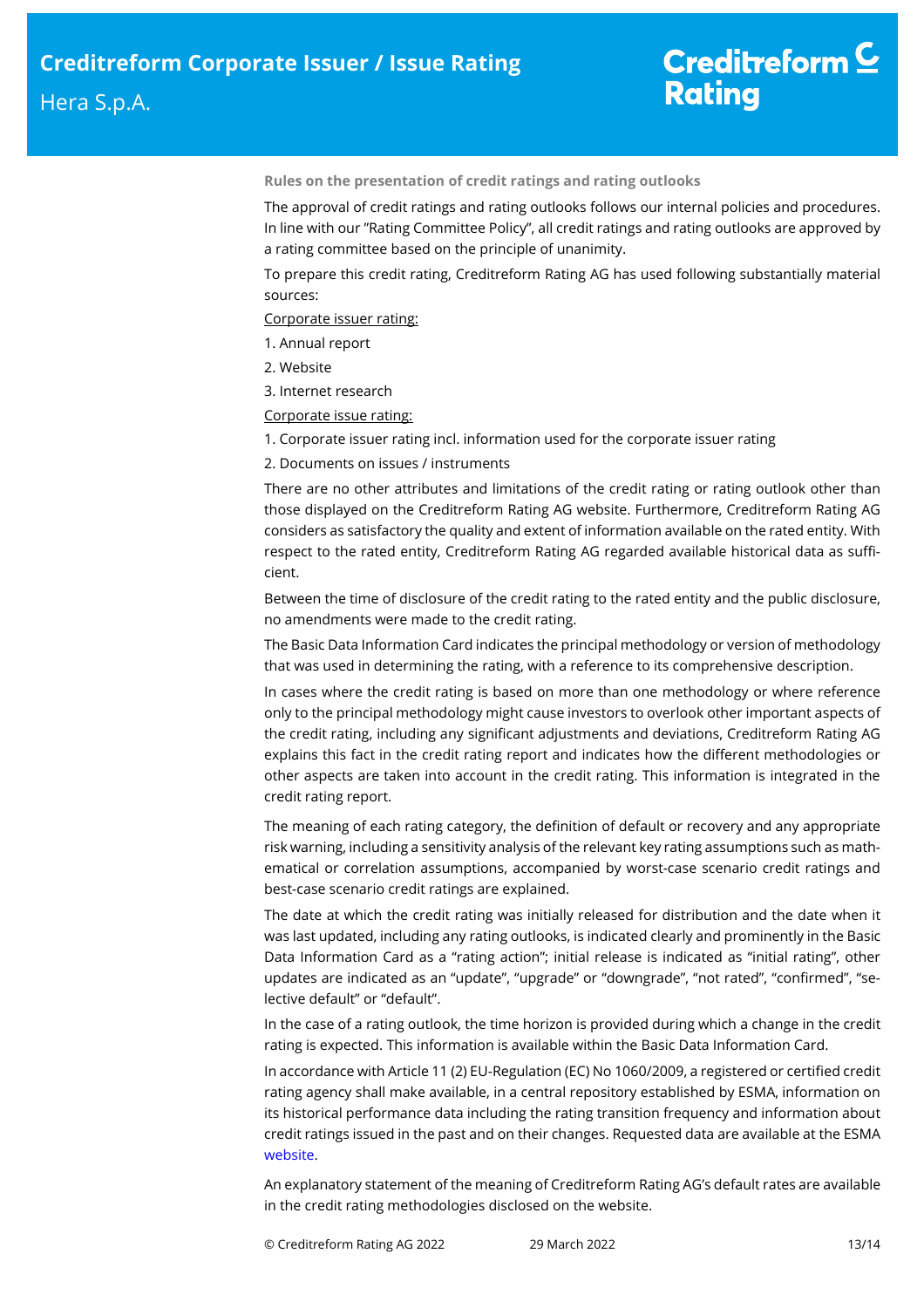**Rules on the presentation of credit ratings and rating outlooks**

The approval of credit ratings and rating outlooks follows our internal policies and procedures. In line with our "Rating Committee Policy", all credit ratings and rating outlooks are approved by a rating committee based on the principle of unanimity.

To prepare this credit rating, Creditreform Rating AG has used following substantially material sources:

Corporate issuer rating:

1. Annual report
2. Website
3. Internet research

Corporate issue rating:

1. Corporate issuer rating incl. information used for the corporate issuer rating
2. Documents on issues / instruments

There are no other attributes and limitations of the credit rating or rating outlook other than those displayed on the Creditreform Rating AG website. Furthermore, Creditreform Rating AG considers as satisfactory the quality and extent of information available on the rated entity. With respect to the rated entity, Creditreform Rating AG regarded available historical data as sufficient.

Between the time of disclosure of the credit rating to the rated entity and the public disclosure, no amendments were made to the credit rating.

The Basic Data Information Card indicates the principal methodology or version of methodology that was used in determining the rating, with a reference to its comprehensive description.

In cases where the credit rating is based on more than one methodology or where reference only to the principal methodology might cause investors to overlook other important aspects of the credit rating, including any significant adjustments and deviations, Creditreform Rating AG explains this fact in the credit rating report and indicates how the different methodologies or other aspects are taken into account in the credit rating. This information is integrated in the credit rating report.

The meaning of each rating category, the definition of default or recovery and any appropriate risk warning, including a sensitivity analysis of the relevant key rating assumptions such as mathematical or correlation assumptions, accompanied by worst-case scenario credit ratings and best-case scenario credit ratings are explained.

The date at which the credit rating was initially released for distribution and the date when it was last updated, including any rating outlooks, is indicated clearly and prominently in the Basic Data Information Card as a "rating action"; initial release is indicated as "initial rating", other updates are indicated as an "update", "upgrade" or "downgrade", "not rated", "confirmed", "selective default" or "default".

In the case of a rating outlook, the time horizon is provided during which a change in the credit rating is expected. This information is available within the Basic Data Information Card.

In accordance with Article 11 (2) EU-Regulation (EC) No 1060/2009, a registered or certified credit rating agency shall make available, in a central repository established by ESMA, information on its historical performance data including the rating transition frequency and information about credit ratings issued in the past and on their changes. Requested data are available at the ESMA website.

An explanatory statement of the meaning of Creditreform Rating AG's default rates are available in the credit rating methodologies disclosed on the website.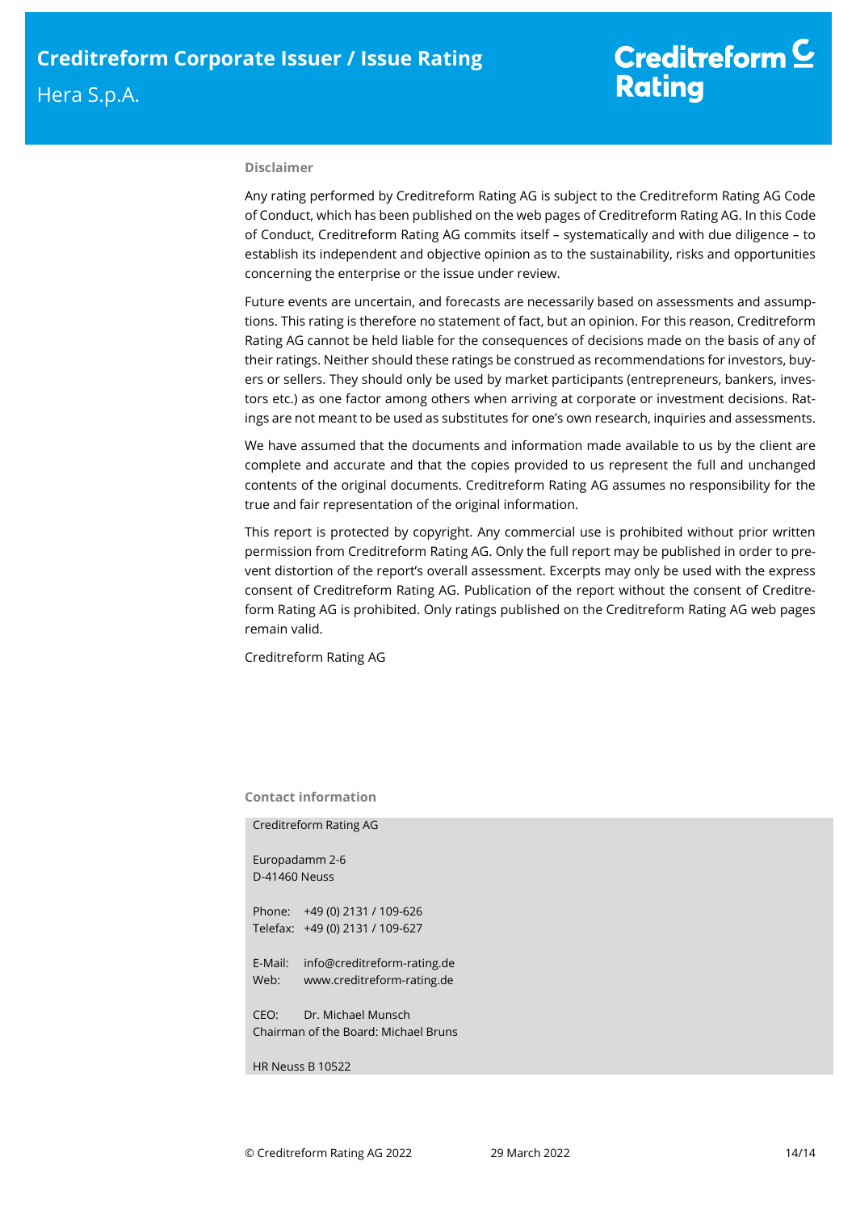### Disclaimer

Any rating performed by Creditreform Rating AG is subject to the Creditreform Rating AG Code of Conduct, which has been published on the web pages of Creditreform Rating AG. In this Code of Conduct, Creditreform Rating AG commits itself – systematically and with due diligence – to establish its independent and objective opinion as to the sustainability, risks and opportunities concerning the enterprise or the issue under review.

Future events are uncertain, and forecasts are necessarily based on assessments and assumptions. This rating is therefore no statement of fact, but an opinion. For this reason, Creditreform Rating AG cannot be held liable for the consequences of decisions made on the basis of any of their ratings. Neither should these ratings be construed as recommendations for investors, buyers or sellers. They should only be used by market participants (entrepreneurs, bankers, investors etc.) as one factor among others when arriving at corporate or investment decisions. Ratings are not meant to be used as substitutes for one's own research, inquiries and assessments.

We have assumed that the documents and information made available to us by the client are complete and accurate and that the copies provided to us represent the full and unchanged contents of the original documents. Creditreform Rating AG assumes no responsibility for the true and fair representation of the original information.

This report is protected by copyright. Any commercial use is prohibited without prior written permission from Creditreform Rating AG. Only the full report may be published in order to prevent distortion of the report's overall assessment. Excerpts may only be used with the express consent of Creditreform Rating AG. Publication of the report without the consent of Creditreform Rating AG is prohibited. Only ratings published on the Creditreform Rating AG web pages remain valid.

Creditreform Rating AG

### Contact information

Creditreform Rating AG

Europadamm 2-6
D-41460 Neuss

Phone: +49 (0) 2131 / 109-626
Telefax: +49 (0) 2131 / 109-627

E-Mail: info@creditreform-rating.de
Web: www.creditreform-rating.de

CEO: Dr. Michael Munsch
Chairman of the Board: Michael Bruns

HR Neuss B 10522